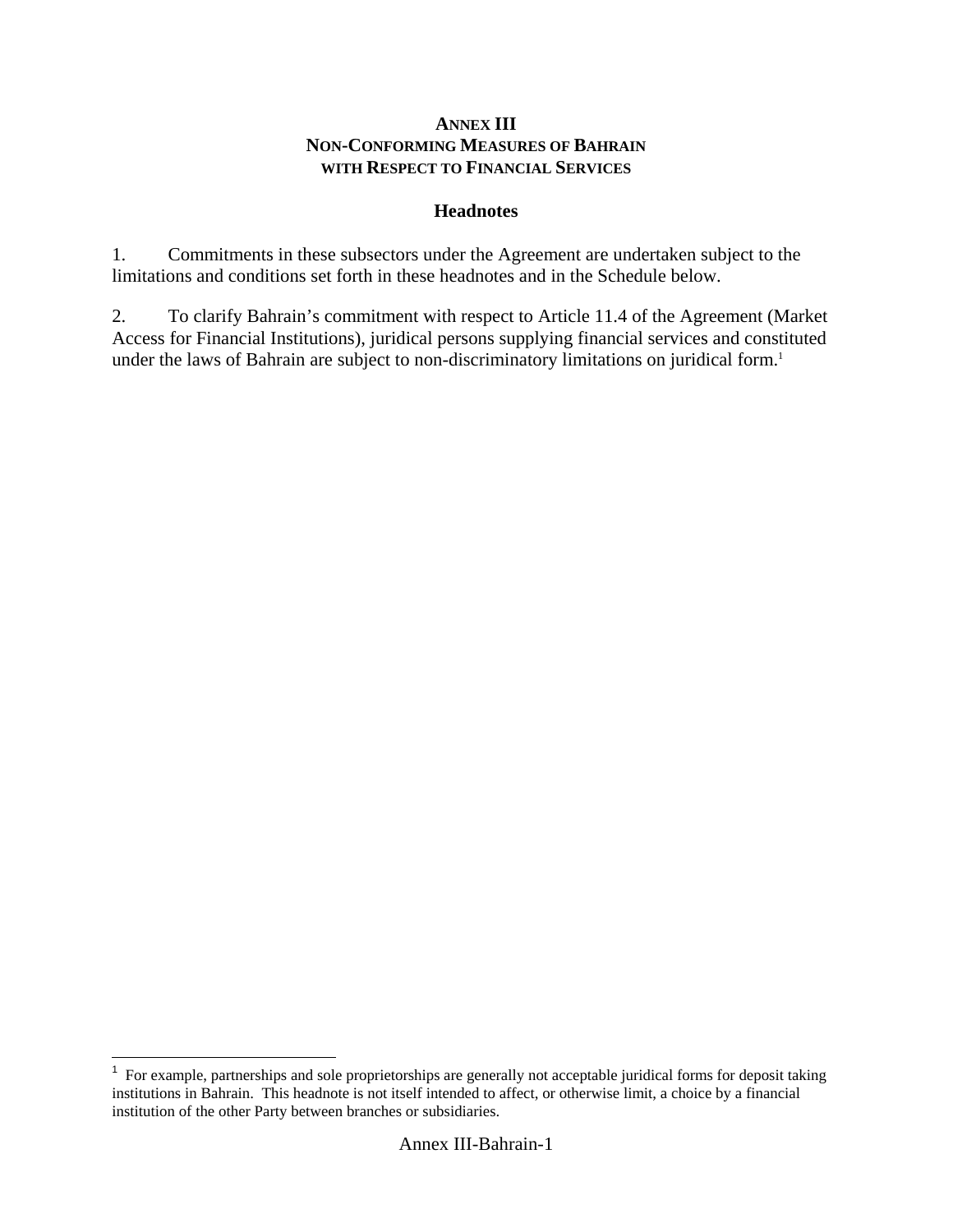# ANNEX III
# NON-CONFORMING MEASURES OF BAHRAIN WITH RESPECT TO FINANCIAL SERVICES

## Headnotes

1. Commitments in these subsectors under the Agreement are undertaken subject to the limitations and conditions set forth in these headnotes and in the Schedule below.

2. To clarify Bahrain's commitment with respect to Article 11.4 of the Agreement (Market Access for Financial Institutions), juridical persons supplying financial services and constituted under the laws of Bahrain are subject to non-discriminatory limitations on juridical form.[1]

[1] For example, partnerships and sole proprietorships are generally not acceptable juridical forms for deposit taking institutions in Bahrain. This headnote is not itself intended to affect, or otherwise limit, a choice by a financial institution of the other Party between branches or subsidiaries.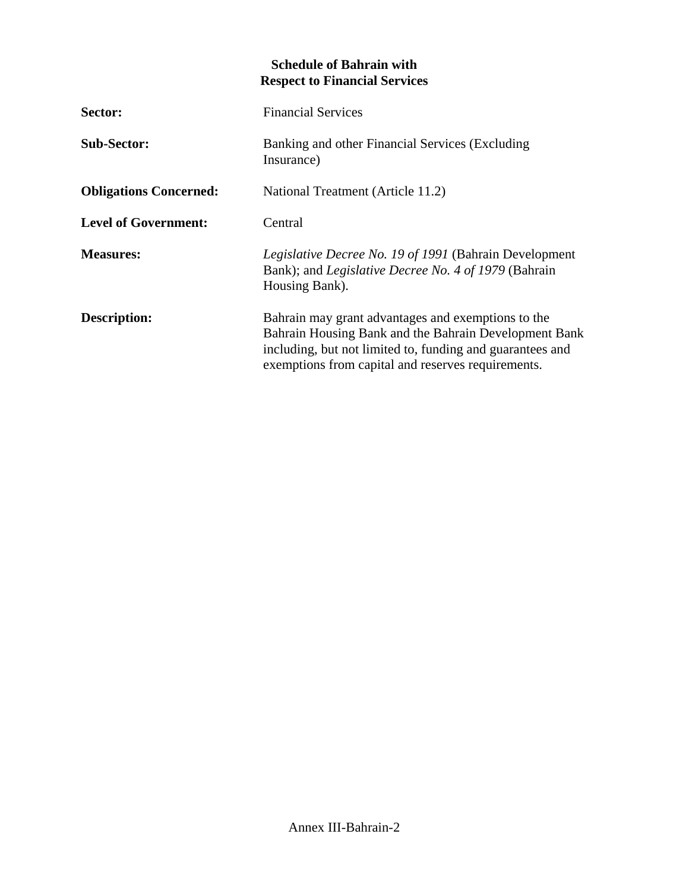**Schedule of Bahrain with Respect to Financial Services**

**Sector:** Financial Services

**Sub-Sector:** Banking and other Financial Services (Excluding Insurance)

**Obligations Concerned:** National Treatment (Article 11.2)

**Level of Government:** Central

**Measures:** *Legislative Decree No. 19 of 1991* (Bahrain Development Bank); and *Legislative Decree No. 4 of 1979* (Bahrain Housing Bank).

**Description:** Bahrain may grant advantages and exemptions to the Bahrain Housing Bank and the Bahrain Development Bank including, but not limited to, funding and guarantees and exemptions from capital and reserves requirements.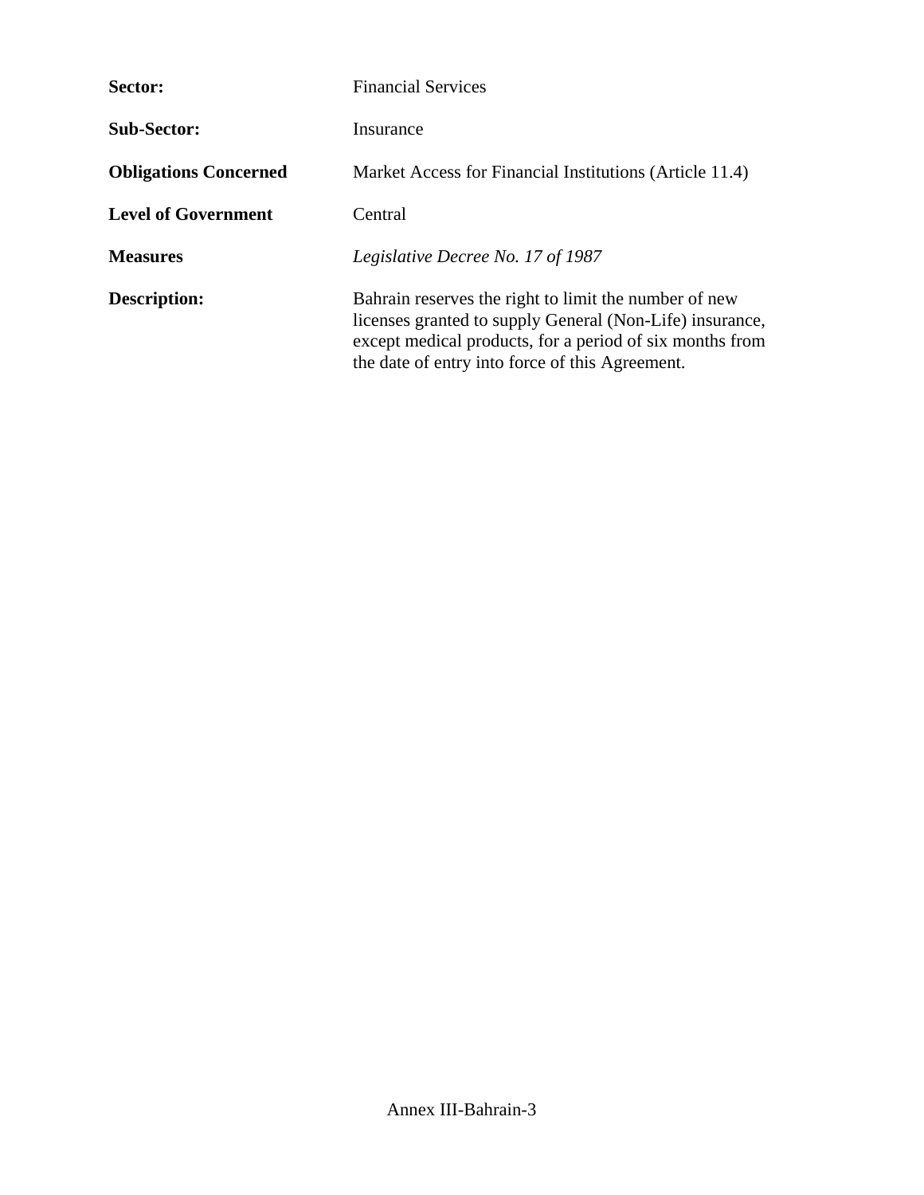**Sector:** Financial Services

**Sub-Sector:** Insurance

**Obligations Concerned** Market Access for Financial Institutions (Article 11.4)

**Level of Government** Central

**Measures** *Legislative Decree No. 17 of 1987*

**Description:** Bahrain reserves the right to limit the number of new licenses granted to supply General (Non-Life) insurance, except medical products, for a period of six months from the date of entry into force of this Agreement.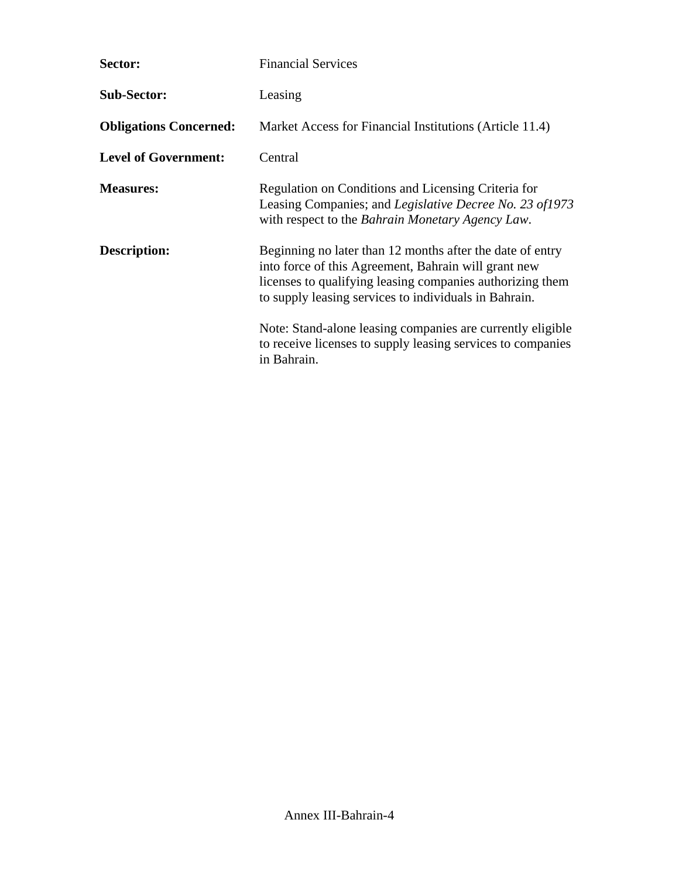**Sector:** Financial Services

**Sub-Sector:** Leasing

**Obligations Concerned:** Market Access for Financial Institutions (Article 11.4)

**Level of Government:** Central

**Measures:** Regulation on Conditions and Licensing Criteria for Leasing Companies; and *Legislative Decree No. 23 of1973* with respect to the *Bahrain Monetary Agency Law*.

**Description:** Beginning no later than 12 months after the date of entry into force of this Agreement, Bahrain will grant new licenses to qualifying leasing companies authorizing them to supply leasing services to individuals in Bahrain.

Note: Stand-alone leasing companies are currently eligible to receive licenses to supply leasing services to companies in Bahrain.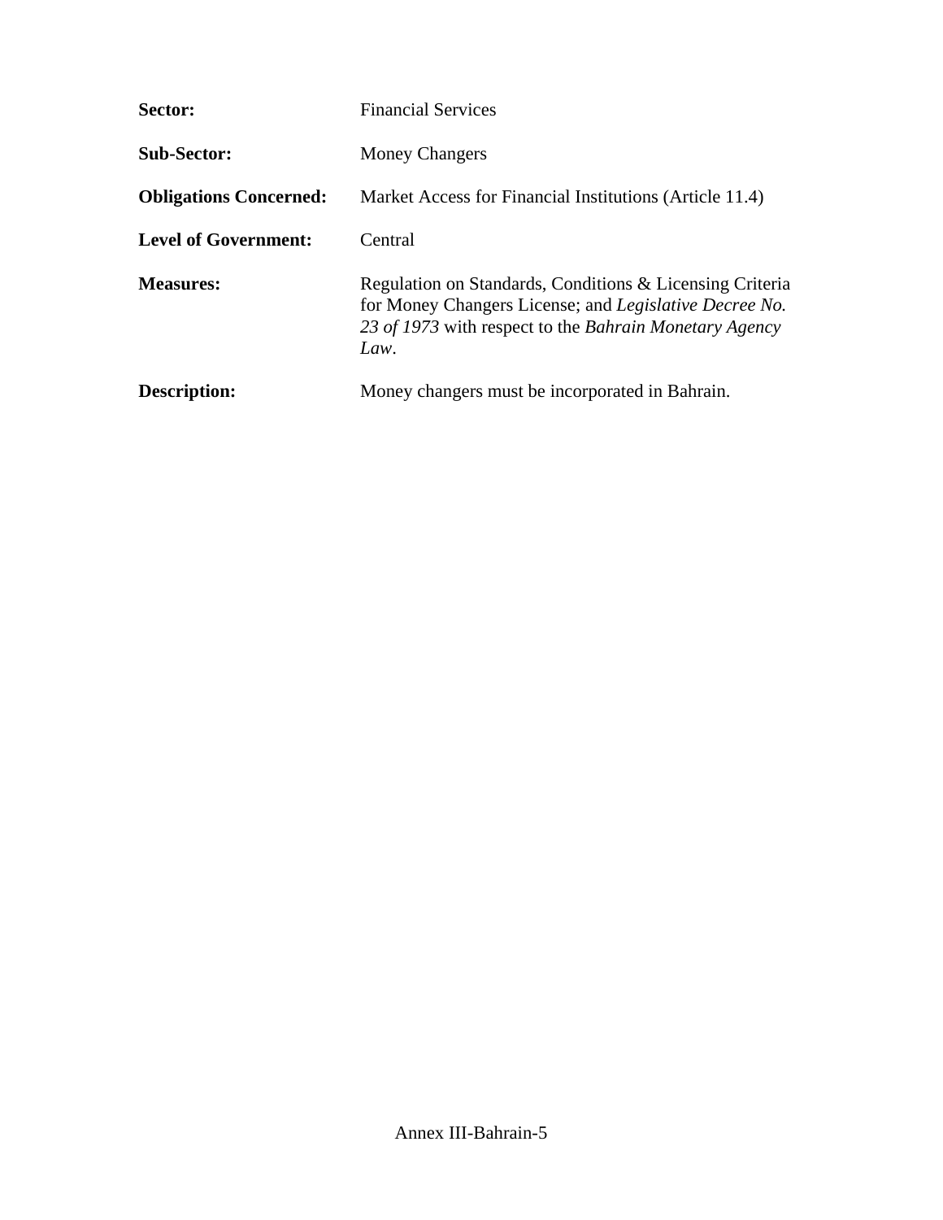**Sector:** Financial Services

**Sub-Sector:** Money Changers

**Obligations Concerned:** Market Access for Financial Institutions (Article 11.4)

**Level of Government:** Central

**Measures:** Regulation on Standards, Conditions & Licensing Criteria for Money Changers License; and *Legislative Decree No. 23 of 1973* with respect to the *Bahrain Monetary Agency Law*.

**Description:** Money changers must be incorporated in Bahrain.